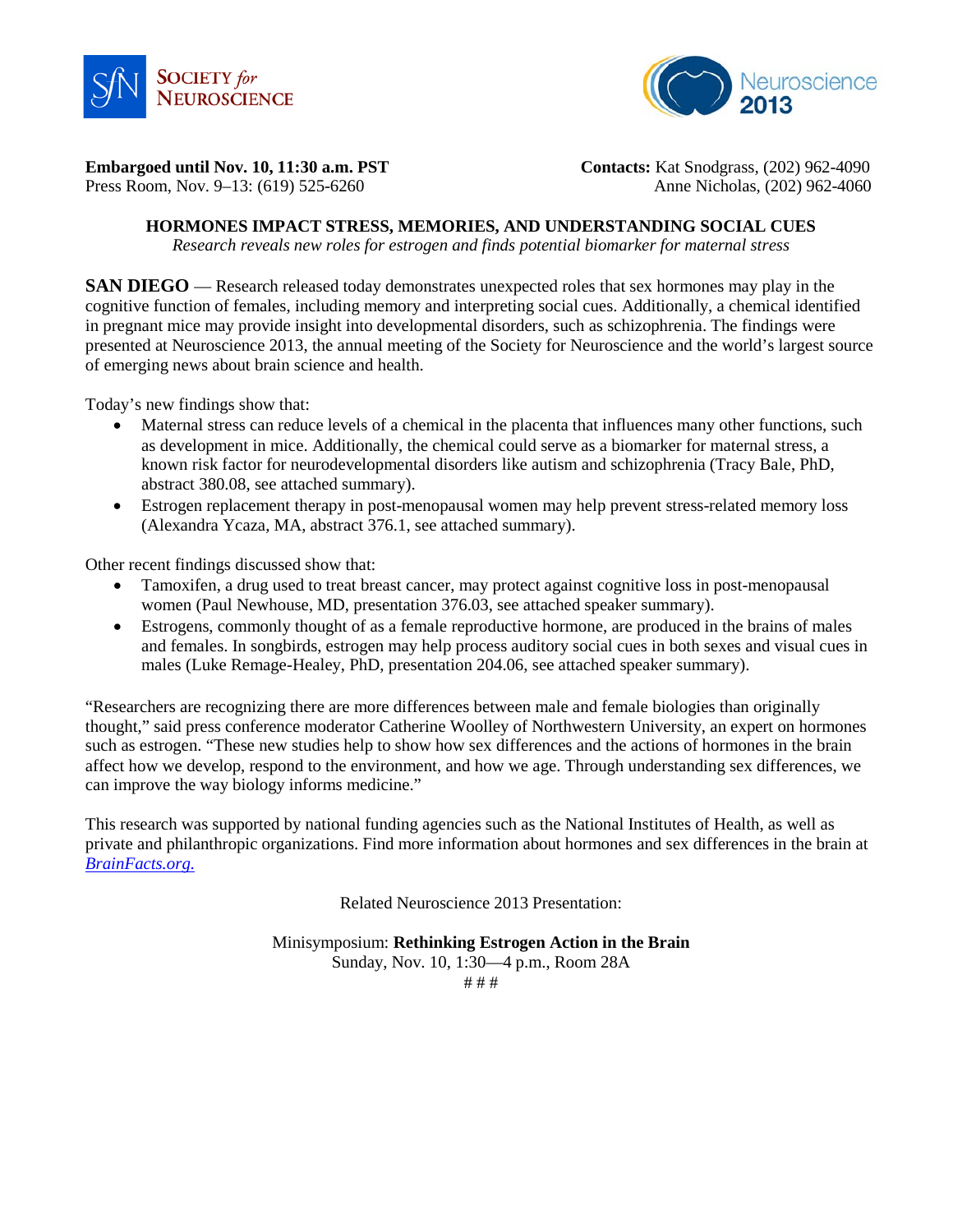**Embargoed until Nov. 10, 11:30 a.m. PST**
Press Room, Nov. 9–13: (619) 525-6260

**Contacts:** Kat Snodgrass, (202) 962-4090
Anne Nicholas, (202) 962-4060

## HORMONES IMPACT STRESS, MEMORIES, AND UNDERSTANDING SOCIAL CUES

*Research reveals new roles for estrogen and finds potential biomarker for maternal stress*

**SAN DIEGO** — Research released today demonstrates unexpected roles that sex hormones may play in the cognitive function of females, including memory and interpreting social cues. Additionally, a chemical identified in pregnant mice may provide insight into developmental disorders, such as schizophrenia. The findings were presented at Neuroscience 2013, the annual meeting of the Society for Neuroscience and the world's largest source of emerging news about brain science and health.

Today's new findings show that:

- Maternal stress can reduce levels of a chemical in the placenta that influences many other functions, such as development in mice. Additionally, the chemical could serve as a biomarker for maternal stress, a known risk factor for neurodevelopmental disorders like autism and schizophrenia (Tracy Bale, PhD, abstract 380.08, see attached summary).
- Estrogen replacement therapy in post-menopausal women may help prevent stress-related memory loss (Alexandra Ycaza, MA, abstract 376.1, see attached summary).

Other recent findings discussed show that:

- Tamoxifen, a drug used to treat breast cancer, may protect against cognitive loss in post-menopausal women (Paul Newhouse, MD, presentation 376.03, see attached speaker summary).
- Estrogens, commonly thought of as a female reproductive hormone, are produced in the brains of males and females. In songbirds, estrogen may help process auditory social cues in both sexes and visual cues in males (Luke Remage-Healey, PhD, presentation 204.06, see attached speaker summary).

"Researchers are recognizing there are more differences between male and female biologies than originally thought," said press conference moderator Catherine Woolley of Northwestern University, an expert on hormones such as estrogen. "These new studies help to show how sex differences and the actions of hormones in the brain affect how we develop, respond to the environment, and how we age. Through understanding sex differences, we can improve the way biology informs medicine."

This research was supported by national funding agencies such as the National Institutes of Health, as well as private and philanthropic organizations. Find more information about hormones and sex differences in the brain at *BrainFacts.org.*

Related Neuroscience 2013 Presentation:

Minisymposium: **Rethinking Estrogen Action in the Brain**
Sunday, Nov. 10, 1:30—4 p.m., Room 28A

# # #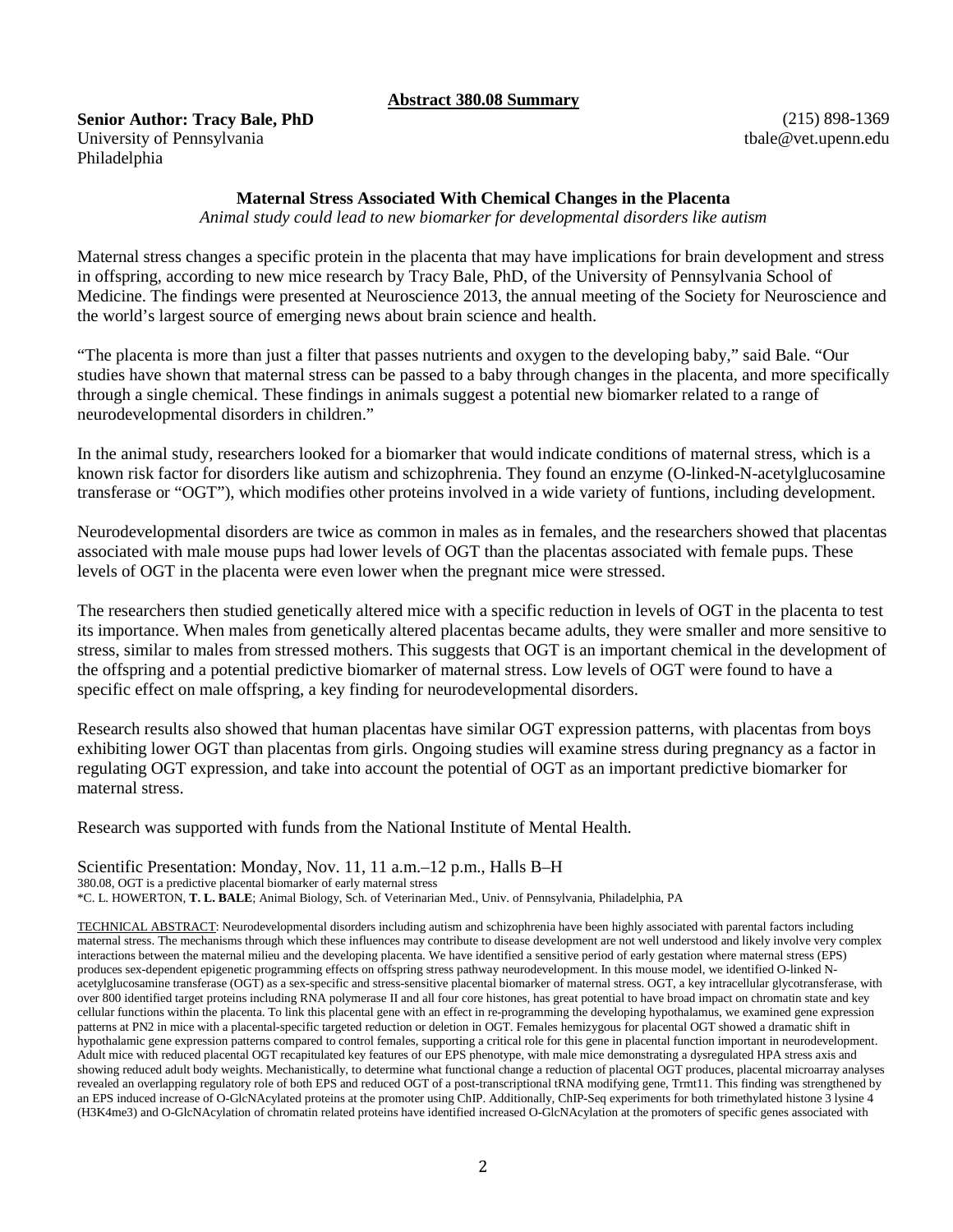**Abstract 380.08 Summary**

**Senior Author: Tracy Bale, PhD**
University of Pennsylvania
Philadelphia

(215) 898-1369
tbale@vet.upenn.edu

### Maternal Stress Associated With Chemical Changes in the Placenta

*Animal study could lead to new biomarker for developmental disorders like autism*

Maternal stress changes a specific protein in the placenta that may have implications for brain development and stress in offspring, according to new mice research by Tracy Bale, PhD, of the University of Pennsylvania School of Medicine. The findings were presented at Neuroscience 2013, the annual meeting of the Society for Neuroscience and the world's largest source of emerging news about brain science and health.

"The placenta is more than just a filter that passes nutrients and oxygen to the developing baby," said Bale. "Our studies have shown that maternal stress can be passed to a baby through changes in the placenta, and more specifically through a single chemical. These findings in animals suggest a potential new biomarker related to a range of neurodevelopmental disorders in children."

In the animal study, researchers looked for a biomarker that would indicate conditions of maternal stress, which is a known risk factor for disorders like autism and schizophrenia. They found an enzyme (O-linked-N-acetylglucosamine transferase or "OGT"), which modifies other proteins involved in a wide variety of funtions, including development.

Neurodevelopmental disorders are twice as common in males as in females, and the researchers showed that placentas associated with male mouse pups had lower levels of OGT than the placentas associated with female pups. These levels of OGT in the placenta were even lower when the pregnant mice were stressed.

The researchers then studied genetically altered mice with a specific reduction in levels of OGT in the placenta to test its importance. When males from genetically altered placentas became adults, they were smaller and more sensitive to stress, similar to males from stressed mothers. This suggests that OGT is an important chemical in the development of the offspring and a potential predictive biomarker of maternal stress. Low levels of OGT were found to have a specific effect on male offspring, a key finding for neurodevelopmental disorders.

Research results also showed that human placentas have similar OGT expression patterns, with placentas from boys exhibiting lower OGT than placentas from girls. Ongoing studies will examine stress during pregnancy as a factor in regulating OGT expression, and take into account the potential of OGT as an important predictive biomarker for maternal stress.

Research was supported with funds from the National Institute of Mental Health.

Scientific Presentation: Monday, Nov. 11, 11 a.m.–12 p.m., Halls B–H
380.08, OGT is a predictive placental biomarker of early maternal stress
*C. L. HOWERTON, **T. L. BALE**; Animal Biology, Sch. of Veterinarian Med., Univ. of Pennsylvania, Philadelphia, PA

TECHNICAL ABSTRACT: Neurodevelopmental disorders including autism and schizophrenia have been highly associated with parental factors including maternal stress. The mechanisms through which these influences may contribute to disease development are not well understood and likely involve very complex interactions between the maternal milieu and the developing placenta. We have identified a sensitive period of early gestation where maternal stress (EPS) produces sex-dependent epigenetic programming effects on offspring stress pathway neurodevelopment. In this mouse model, we identified O-linked N-acetylglucosamine transferase (OGT) as a sex-specific and stress-sensitive placental biomarker of maternal stress. OGT, a key intracellular glycotransferase, with over 800 identified target proteins including RNA polymerase II and all four core histones, has great potential to have broad impact on chromatin state and key cellular functions within the placenta. To link this placental gene with an effect in re-programming the developing hypothalamus, we examined gene expression patterns at PN2 in mice with a placental-specific targeted reduction or deletion in OGT. Females hemizygous for placental OGT showed a dramatic shift in hypothalamic gene expression patterns compared to control females, supporting a critical role for this gene in placental function important in neurodevelopment. Adult mice with reduced placental OGT recapitulated key features of our EPS phenotype, with male mice demonstrating a dysregulated HPA stress axis and showing reduced adult body weights. Mechanistically, to determine what functional change a reduction of placental OGT produces, placental microarray analyses revealed an overlapping regulatory role of both EPS and reduced OGT of a post-transcriptional tRNA modifying gene, Trmt11. This finding was strengthened by an EPS induced increase of O-GlcNAcylated proteins at the promoter using ChIP. Additionally, ChIP-Seq experiments for both trimethylated histone 3 lysine 4 (H3K4me3) and O-GlcNAcylation of chromatin related proteins have identified increased O-GlcNAcylation at the promoters of specific genes associated with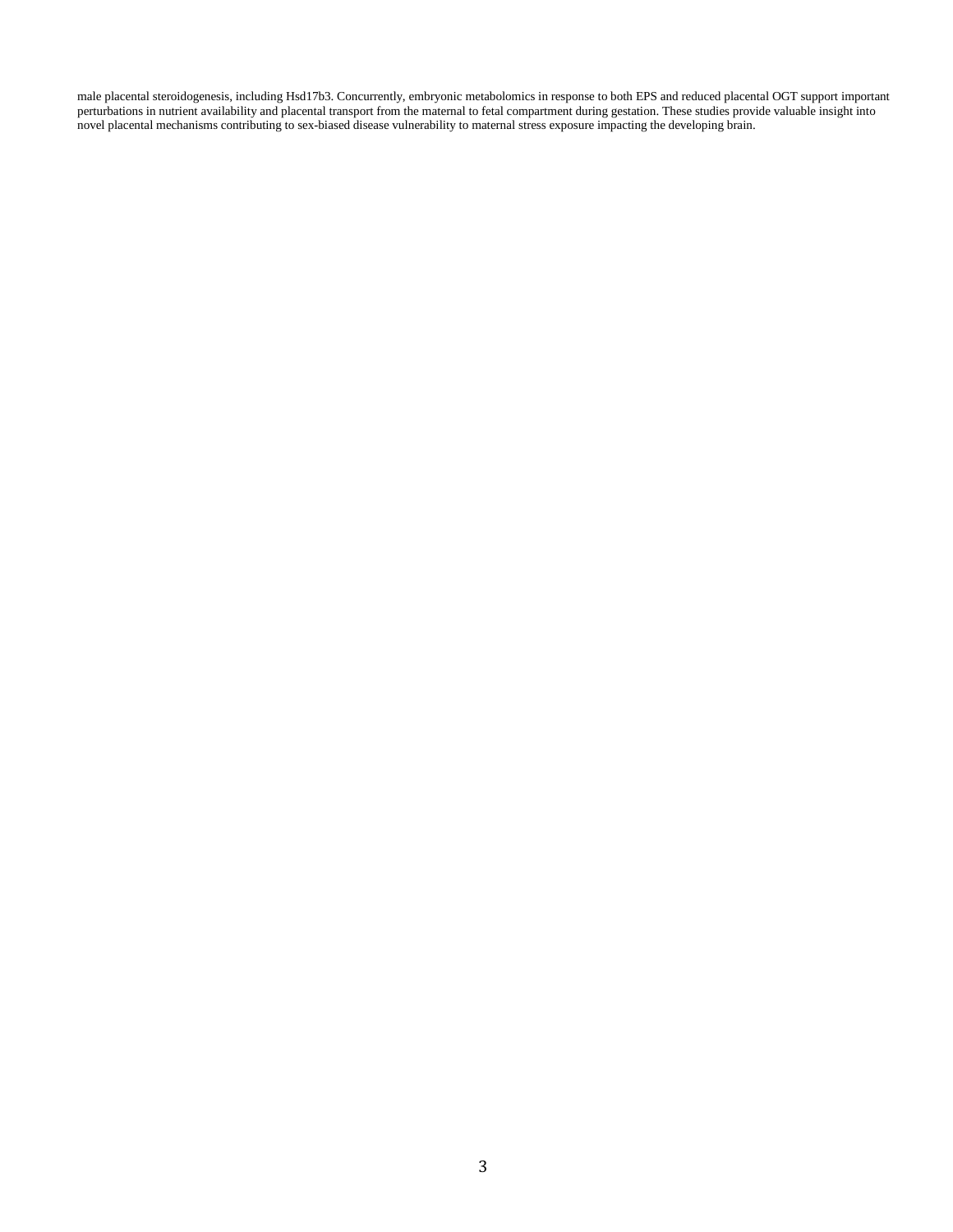male placental steroidogenesis, including Hsd17b3. Concurrently, embryonic metabolomics in response to both EPS and reduced placental OGT support important perturbations in nutrient availability and placental transport from the maternal to fetal compartment during gestation. These studies provide valuable insight into novel placental mechanisms contributing to sex-biased disease vulnerability to maternal stress exposure impacting the developing brain.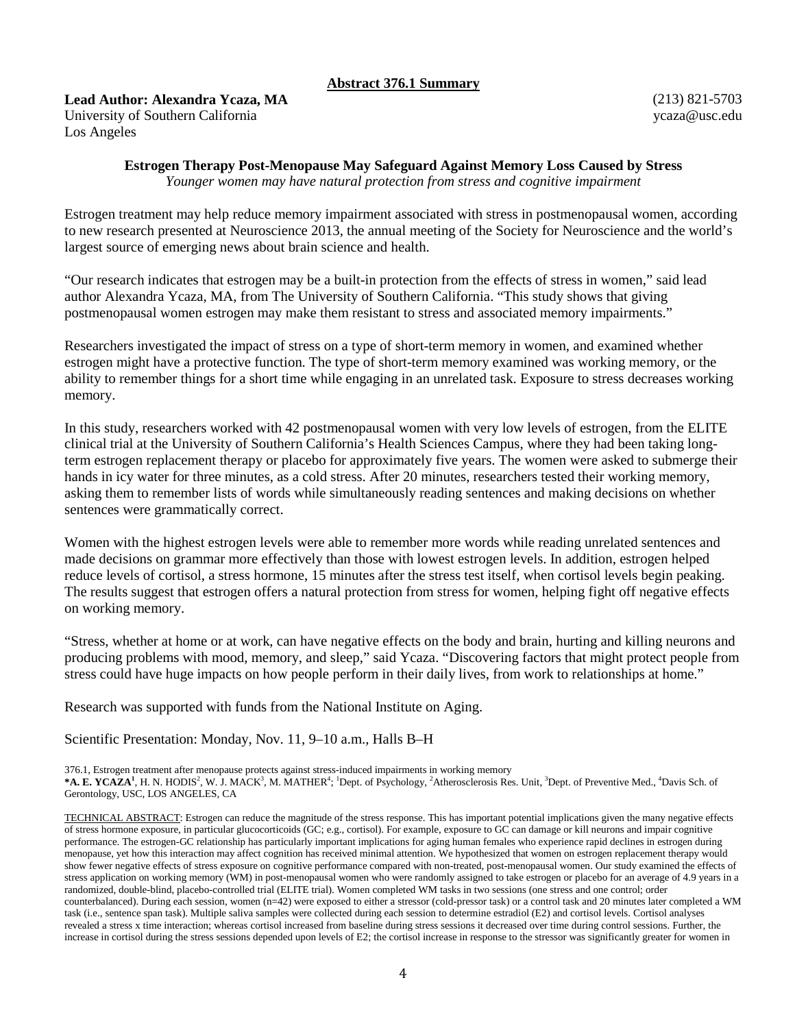**Abstract 376.1 Summary**

**Lead Author: Alexandra Ycaza, MA**
University of Southern California
Los Angeles

(213) 821-5703
ycaza@usc.edu

**Estrogen Therapy Post-Menopause May Safeguard Against Memory Loss Caused by Stress**
*Younger women may have natural protection from stress and cognitive impairment*

Estrogen treatment may help reduce memory impairment associated with stress in postmenopausal women, according to new research presented at Neuroscience 2013, the annual meeting of the Society for Neuroscience and the world's largest source of emerging news about brain science and health.

"Our research indicates that estrogen may be a built-in protection from the effects of stress in women," said lead author Alexandra Ycaza, MA, from The University of Southern California. "This study shows that giving postmenopausal women estrogen may make them resistant to stress and associated memory impairments."

Researchers investigated the impact of stress on a type of short-term memory in women, and examined whether estrogen might have a protective function. The type of short-term memory examined was working memory, or the ability to remember things for a short time while engaging in an unrelated task. Exposure to stress decreases working memory.

In this study, researchers worked with 42 postmenopausal women with very low levels of estrogen, from the ELITE clinical trial at the University of Southern California's Health Sciences Campus, where they had been taking long-term estrogen replacement therapy or placebo for approximately five years. The women were asked to submerge their hands in icy water for three minutes, as a cold stress. After 20 minutes, researchers tested their working memory, asking them to remember lists of words while simultaneously reading sentences and making decisions on whether sentences were grammatically correct.

Women with the highest estrogen levels were able to remember more words while reading unrelated sentences and made decisions on grammar more effectively than those with lowest estrogen levels. In addition, estrogen helped reduce levels of cortisol, a stress hormone, 15 minutes after the stress test itself, when cortisol levels begin peaking. The results suggest that estrogen offers a natural protection from stress for women, helping fight off negative effects on working memory.

"Stress, whether at home or at work, can have negative effects on the body and brain, hurting and killing neurons and producing problems with mood, memory, and sleep," said Ycaza. "Discovering factors that might protect people from stress could have huge impacts on how people perform in their daily lives, from work to relationships at home."

Research was supported with funds from the National Institute on Aging.

Scientific Presentation: Monday, Nov. 11, 9–10 a.m., Halls B–H

376.1, Estrogen treatment after menopause protects against stress-induced impairments in working memory
***A. E. YCAZA**[1], H. N. HODIS[2], W. J. MACK[3], M. MATHER[4]; [1]Dept. of Psychology, [2]Atherosclerosis Res. Unit, [3]Dept. of Preventive Med., [4]Davis Sch. of Gerontology, USC, LOS ANGELES, CA

TECHNICAL ABSTRACT: Estrogen can reduce the magnitude of the stress response. This has important potential implications given the many negative effects of stress hormone exposure, in particular glucocorticoids (GC; e.g., cortisol). For example, exposure to GC can damage or kill neurons and impair cognitive performance. The estrogen-GC relationship has particularly important implications for aging human females who experience rapid declines in estrogen during menopause, yet how this interaction may affect cognition has received minimal attention. We hypothesized that women on estrogen replacement therapy would show fewer negative effects of stress exposure on cognitive performance compared with non-treated, post-menopausal women. Our study examined the effects of stress application on working memory (WM) in post-menopausal women who were randomly assigned to take estrogen or placebo for an average of 4.9 years in a randomized, double-blind, placebo-controlled trial (ELITE trial). Women completed WM tasks in two sessions (one stress and one control; order counterbalanced). During each session, women (n=42) were exposed to either a stressor (cold-pressor task) or a control task and 20 minutes later completed a WM task (i.e., sentence span task). Multiple saliva samples were collected during each session to determine estradiol (E2) and cortisol levels. Cortisol analyses revealed a stress x time interaction; whereas cortisol increased from baseline during stress sessions it decreased over time during control sessions. Further, the increase in cortisol during the stress sessions depended upon levels of E2; the cortisol increase in response to the stressor was significantly greater for women in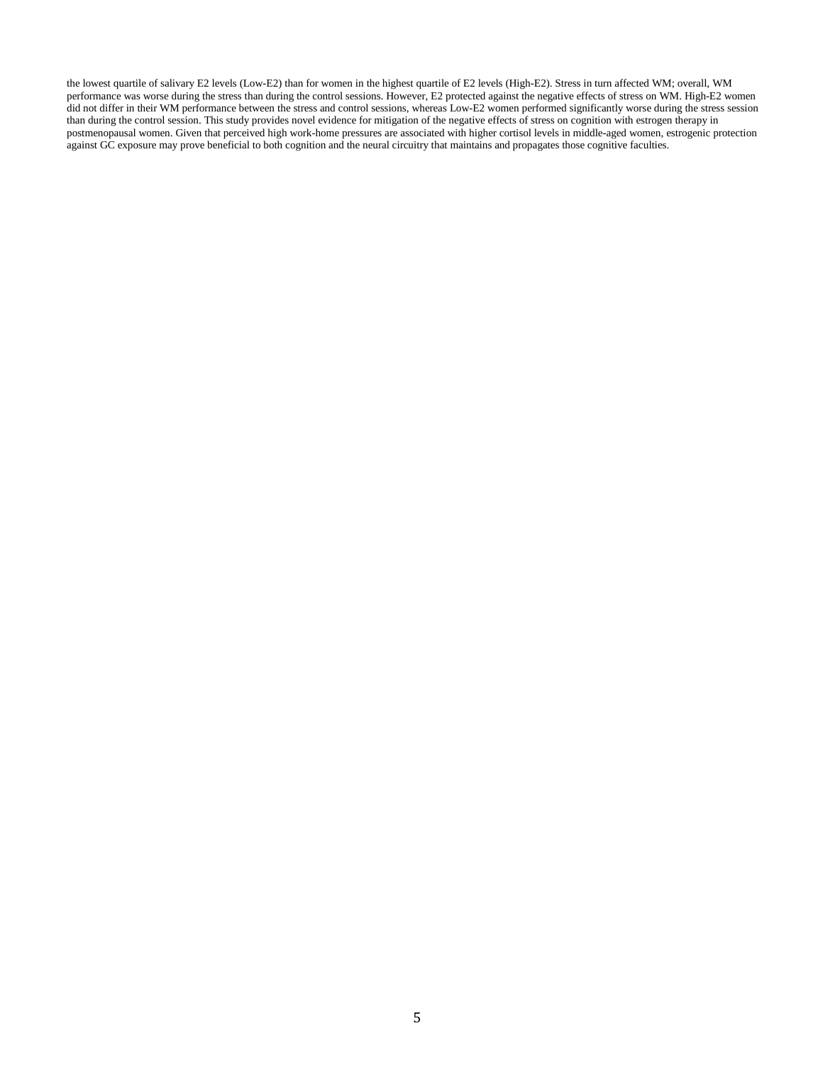the lowest quartile of salivary E2 levels (Low-E2) than for women in the highest quartile of E2 levels (High-E2). Stress in turn affected WM; overall, WM performance was worse during the stress than during the control sessions. However, E2 protected against the negative effects of stress on WM. High-E2 women did not differ in their WM performance between the stress and control sessions, whereas Low-E2 women performed significantly worse during the stress session than during the control session. This study provides novel evidence for mitigation of the negative effects of stress on cognition with estrogen therapy in postmenopausal women. Given that perceived high work-home pressures are associated with higher cortisol levels in middle-aged women, estrogenic protection against GC exposure may prove beneficial to both cognition and the neural circuitry that maintains and propagates those cognitive faculties.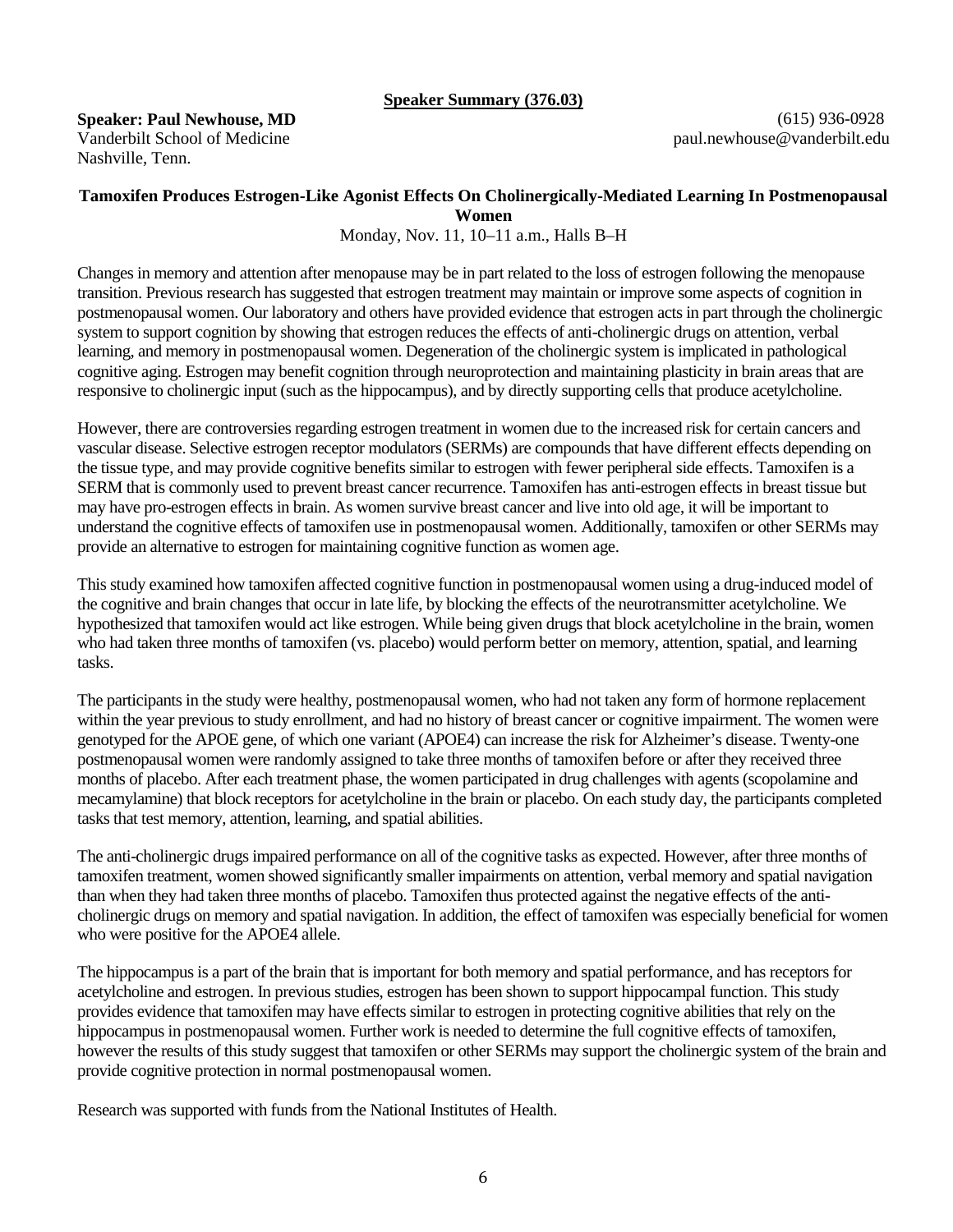## Speaker Summary (376.03)

**Speaker: Paul Newhouse, MD**
Vanderbilt School of Medicine
Nashville, Tenn.

(615) 936-0928
paul.newhouse@vanderbilt.edu

### Tamoxifen Produces Estrogen-Like Agonist Effects On Cholinergically-Mediated Learning In Postmenopausal Women

Monday, Nov. 11, 10–11 a.m., Halls B–H

Changes in memory and attention after menopause may be in part related to the loss of estrogen following the menopause transition. Previous research has suggested that estrogen treatment may maintain or improve some aspects of cognition in postmenopausal women. Our laboratory and others have provided evidence that estrogen acts in part through the cholinergic system to support cognition by showing that estrogen reduces the effects of anti-cholinergic drugs on attention, verbal learning, and memory in postmenopausal women. Degeneration of the cholinergic system is implicated in pathological cognitive aging. Estrogen may benefit cognition through neuroprotection and maintaining plasticity in brain areas that are responsive to cholinergic input (such as the hippocampus), and by directly supporting cells that produce acetylcholine.

However, there are controversies regarding estrogen treatment in women due to the increased risk for certain cancers and vascular disease. Selective estrogen receptor modulators (SERMs) are compounds that have different effects depending on the tissue type, and may provide cognitive benefits similar to estrogen with fewer peripheral side effects. Tamoxifen is a SERM that is commonly used to prevent breast cancer recurrence. Tamoxifen has anti-estrogen effects in breast tissue but may have pro-estrogen effects in brain. As women survive breast cancer and live into old age, it will be important to understand the cognitive effects of tamoxifen use in postmenopausal women. Additionally, tamoxifen or other SERMs may provide an alternative to estrogen for maintaining cognitive function as women age.

This study examined how tamoxifen affected cognitive function in postmenopausal women using a drug-induced model of the cognitive and brain changes that occur in late life, by blocking the effects of the neurotransmitter acetylcholine. We hypothesized that tamoxifen would act like estrogen. While being given drugs that block acetylcholine in the brain, women who had taken three months of tamoxifen (vs. placebo) would perform better on memory, attention, spatial, and learning tasks.

The participants in the study were healthy, postmenopausal women, who had not taken any form of hormone replacement within the year previous to study enrollment, and had no history of breast cancer or cognitive impairment. The women were genotyped for the APOE gene, of which one variant (APOE4) can increase the risk for Alzheimer's disease. Twenty-one postmenopausal women were randomly assigned to take three months of tamoxifen before or after they received three months of placebo. After each treatment phase, the women participated in drug challenges with agents (scopolamine and mecamylamine) that block receptors for acetylcholine in the brain or placebo. On each study day, the participants completed tasks that test memory, attention, learning, and spatial abilities.

The anti-cholinergic drugs impaired performance on all of the cognitive tasks as expected. However, after three months of tamoxifen treatment, women showed significantly smaller impairments on attention, verbal memory and spatial navigation than when they had taken three months of placebo. Tamoxifen thus protected against the negative effects of the anti-cholinergic drugs on memory and spatial navigation. In addition, the effect of tamoxifen was especially beneficial for women who were positive for the APOE4 allele.

The hippocampus is a part of the brain that is important for both memory and spatial performance, and has receptors for acetylcholine and estrogen. In previous studies, estrogen has been shown to support hippocampal function. This study provides evidence that tamoxifen may have effects similar to estrogen in protecting cognitive abilities that rely on the hippocampus in postmenopausal women. Further work is needed to determine the full cognitive effects of tamoxifen, however the results of this study suggest that tamoxifen or other SERMs may support the cholinergic system of the brain and provide cognitive protection in normal postmenopausal women.

Research was supported with funds from the National Institutes of Health.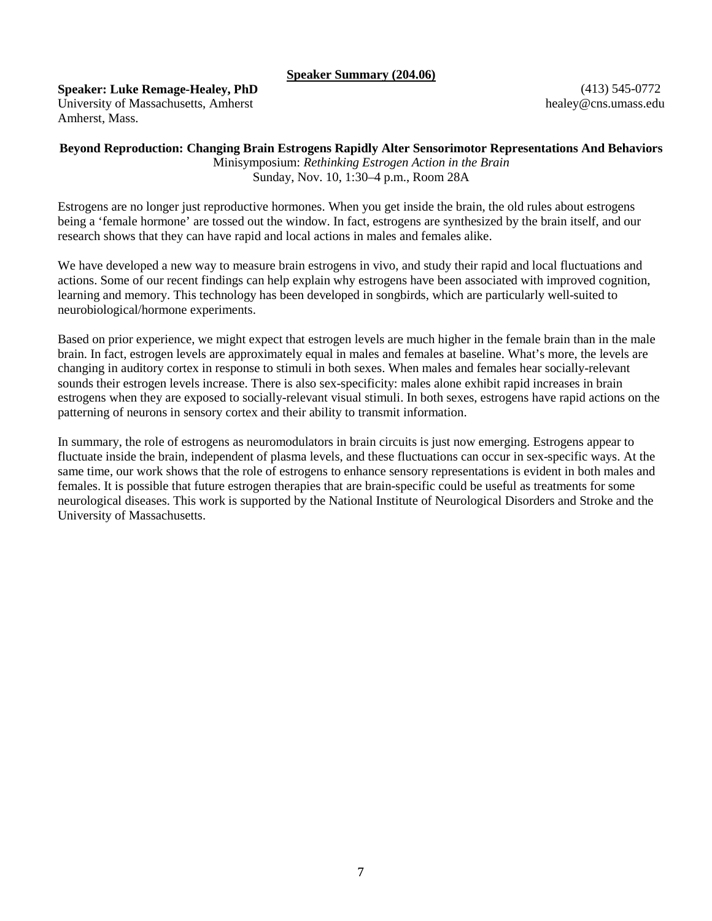**Speaker Summary (204.06)**

**Speaker: Luke Remage-Healey, PhD**
University of Massachusetts, Amherst
Amherst, Mass.

(413) 545-0772
healey@cns.umass.edu

**Beyond Reproduction: Changing Brain Estrogens Rapidly Alter Sensorimotor Representations And Behaviors**

Minisymposium: *Rethinking Estrogen Action in the Brain*
Sunday, Nov. 10, 1:30–4 p.m., Room 28A

Estrogens are no longer just reproductive hormones. When you get inside the brain, the old rules about estrogens being a 'female hormone' are tossed out the window. In fact, estrogens are synthesized by the brain itself, and our research shows that they can have rapid and local actions in males and females alike.

We have developed a new way to measure brain estrogens in vivo, and study their rapid and local fluctuations and actions. Some of our recent findings can help explain why estrogens have been associated with improved cognition, learning and memory. This technology has been developed in songbirds, which are particularly well-suited to neurobiological/hormone experiments.

Based on prior experience, we might expect that estrogen levels are much higher in the female brain than in the male brain. In fact, estrogen levels are approximately equal in males and females at baseline. What's more, the levels are changing in auditory cortex in response to stimuli in both sexes. When males and females hear socially-relevant sounds their estrogen levels increase. There is also sex-specificity: males alone exhibit rapid increases in brain estrogens when they are exposed to socially-relevant visual stimuli. In both sexes, estrogens have rapid actions on the patterning of neurons in sensory cortex and their ability to transmit information.

In summary, the role of estrogens as neuromodulators in brain circuits is just now emerging. Estrogens appear to fluctuate inside the brain, independent of plasma levels, and these fluctuations can occur in sex-specific ways. At the same time, our work shows that the role of estrogens to enhance sensory representations is evident in both males and females. It is possible that future estrogen therapies that are brain-specific could be useful as treatments for some neurological diseases. This work is supported by the National Institute of Neurological Disorders and Stroke and the University of Massachusetts.